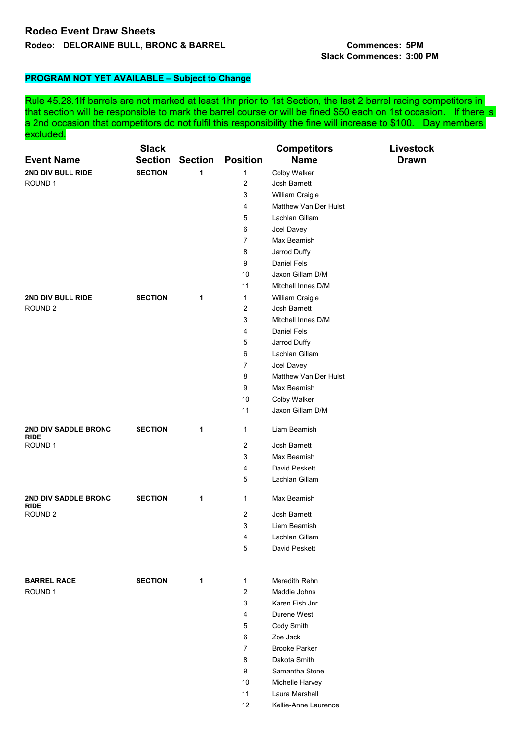## Rodeo Event Draw Sheets

**Rodeo: DELORAINE BULL, BRONC & BARREL**

**Commences: 5PM**
**Slack Commences: 3:00 PM**

**PROGRAM NOT YET AVAILABLE – Subject to Change**

Rule 45.28.1If barrels are not marked at least 1hr prior to 1st Section, the last 2 barrel racing competitors in that section will be responsible to mark the barrel course or will be fined $50 each on 1st occasion. If there is a 2nd occasion that competitors do not fulfil this responsibility the fine will increase to $100. Day members excluded.

| Event Name | Slack Section | Section | Position | Competitors Name | Livestock Drawn |
|---|---|---|---|---|---|
| **2ND DIV BULL RIDE** | **SECTION** | **1** | 1 | Colby Walker | |
| ROUND 1 | | | 2 | Josh Barnett | |
| | | | 3 | William Craigie | |
| | | | 4 | Matthew Van Der Hulst | |
| | | | 5 | Lachlan Gillam | |
| | | | 6 | Joel Davey | |
| | | | 7 | Max Beamish | |
| | | | 8 | Jarrod Duffy | |
| | | | 9 | Daniel Fels | |
| | | | 10 | Jaxon Gillam D/M | |
| | | | 11 | Mitchell Innes D/M | |
| **2ND DIV BULL RIDE** | **SECTION** | **1** | 1 | William Craigie | |
| ROUND 2 | | | 2 | Josh Barnett | |
| | | | 3 | Mitchell Innes D/M | |
| | | | 4 | Daniel Fels | |
| | | | 5 | Jarrod Duffy | |
| | | | 6 | Lachlan Gillam | |
| | | | 7 | Joel Davey | |
| | | | 8 | Matthew Van Der Hulst | |
| | | | 9 | Max Beamish | |
| | | | 10 | Colby Walker | |
| | | | 11 | Jaxon Gillam D/M | |
| **2ND DIV SADDLE BRONC RIDE** | **SECTION** | **1** | 1 | Liam Beamish | |
| ROUND 1 | | | 2 | Josh Barnett | |
| | | | 3 | Max Beamish | |
| | | | 4 | David Peskett | |
| | | | 5 | Lachlan Gillam | |
| **2ND DIV SADDLE BRONC RIDE** | **SECTION** | **1** | 1 | Max Beamish | |
| ROUND 2 | | | 2 | Josh Barnett | |
| | | | 3 | Liam Beamish | |
| | | | 4 | Lachlan Gillam | |
| | | | 5 | David Peskett | |
| **BARREL RACE** | **SECTION** | **1** | 1 | Meredith Rehn | |
| ROUND 1 | | | 2 | Maddie Johns | |
| | | | 3 | Karen Fish Jnr | |
| | | | 4 | Durene West | |
| | | | 5 | Cody Smith | |
| | | | 6 | Zoe Jack | |
| | | | 7 | Brooke Parker | |
| | | | 8 | Dakota Smith | |
| | | | 9 | Samantha Stone | |
| | | | 10 | Michelle Harvey | |
| | | | 11 | Laura Marshall | |
| | | | 12 | Kellie-Anne Laurence | |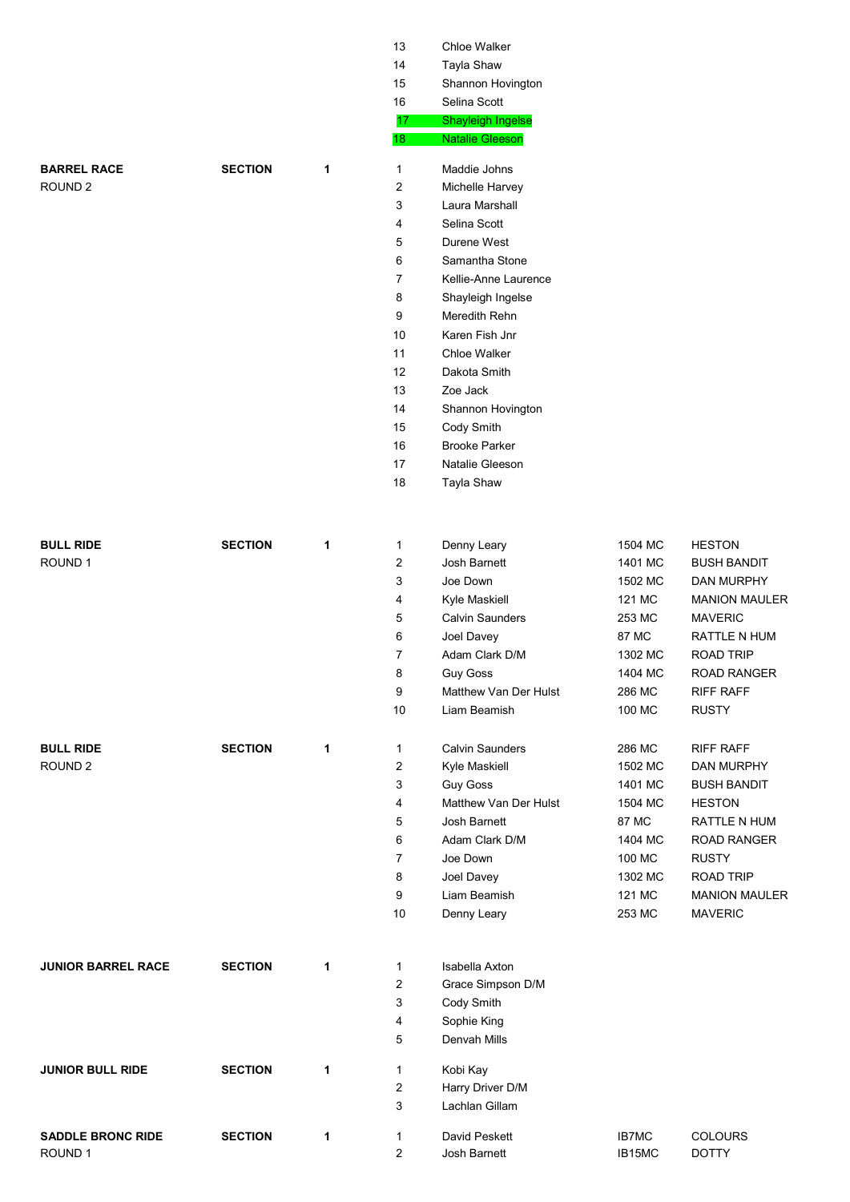| | | | | | | |
|---|---|---|---|---|---|---|
| | | | 13 | Chloe Walker | | |
| | | | 14 | Tayla Shaw | | |
| | | | 15 | Shannon Hovington | | |
| | | | 16 | Selina Scott | | |
| | | | 17 | Shayleigh Ingelse | | |
| | | | 18 | Natalie Gleeson | | |
| **BARREL RACE** | **SECTION** | **1** | 1 | Maddie Johns | | |
| ROUND 2 | | | 2 | Michelle Harvey | | |
| | | | 3 | Laura Marshall | | |
| | | | 4 | Selina Scott | | |
| | | | 5 | Durene West | | |
| | | | 6 | Samantha Stone | | |
| | | | 7 | Kellie-Anne Laurence | | |
| | | | 8 | Shayleigh Ingelse | | |
| | | | 9 | Meredith Rehn | | |
| | | | 10 | Karen Fish Jnr | | |
| | | | 11 | Chloe Walker | | |
| | | | 12 | Dakota Smith | | |
| | | | 13 | Zoe Jack | | |
| | | | 14 | Shannon Hovington | | |
| | | | 15 | Cody Smith | | |
| | | | 16 | Brooke Parker | | |
| | | | 17 | Natalie Gleeson | | |
| | | | 18 | Tayla Shaw | | |
| **BULL RIDE** | **SECTION** | **1** | 1 | Denny Leary | 1504 MC | HESTON |
| ROUND 1 | | | 2 | Josh Barnett | 1401 MC | BUSH BANDIT |
| | | | 3 | Joe Down | 1502 MC | DAN MURPHY |
| | | | 4 | Kyle Maskiell | 121 MC | MANION MAULER |
| | | | 5 | Calvin Saunders | 253 MC | MAVERIC |
| | | | 6 | Joel Davey | 87 MC | RATTLE N HUM |
| | | | 7 | Adam Clark D/M | 1302 MC | ROAD TRIP |
| | | | 8 | Guy Goss | 1404 MC | ROAD RANGER |
| | | | 9 | Matthew Van Der Hulst | 286 MC | RIFF RAFF |
| | | | 10 | Liam Beamish | 100 MC | RUSTY |
| **BULL RIDE** | **SECTION** | **1** | 1 | Calvin Saunders | 286 MC | RIFF RAFF |
| ROUND 2 | | | 2 | Kyle Maskiell | 1502 MC | DAN MURPHY |
| | | | 3 | Guy Goss | 1401 MC | BUSH BANDIT |
| | | | 4 | Matthew Van Der Hulst | 1504 MC | HESTON |
| | | | 5 | Josh Barnett | 87 MC | RATTLE N HUM |
| | | | 6 | Adam Clark D/M | 1404 MC | ROAD RANGER |
| | | | 7 | Joe Down | 100 MC | RUSTY |
| | | | 8 | Joel Davey | 1302 MC | ROAD TRIP |
| | | | 9 | Liam Beamish | 121 MC | MANION MAULER |
| | | | 10 | Denny Leary | 253 MC | MAVERIC |
| **JUNIOR BARREL RACE** | **SECTION** | **1** | 1 | Isabella Axton | | |
| | | | 2 | Grace Simpson D/M | | |
| | | | 3 | Cody Smith | | |
| | | | 4 | Sophie King | | |
| | | | 5 | Denvah Mills | | |
| **JUNIOR BULL RIDE** | **SECTION** | **1** | 1 | Kobi Kay | | |
| | | | 2 | Harry Driver D/M | | |
| | | | 3 | Lachlan Gillam | | |
| **SADDLE BRONC RIDE** | **SECTION** | **1** | 1 | David Peskett | IB7MC | COLOURS |
| ROUND 1 | | | 2 | Josh Barnett | IB15MC | DOTTY |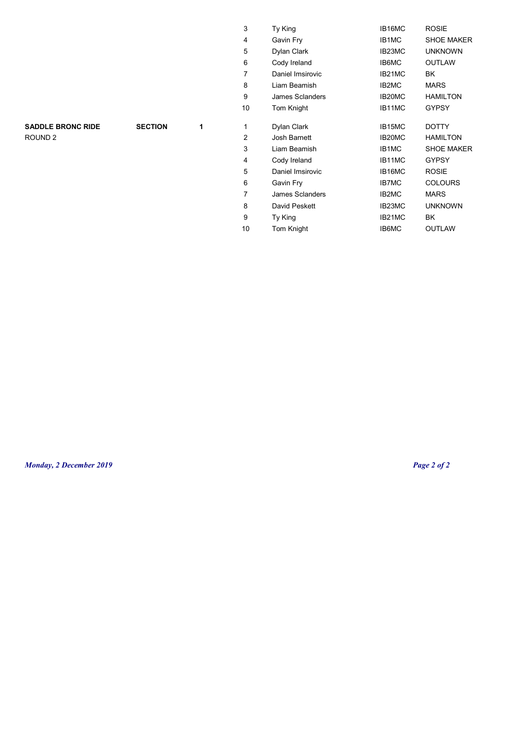| | | | | | | |
|---|---|---|---|---|---|---|
| | | | 3 | Ty King | IB16MC | ROSIE |
| | | | 4 | Gavin Fry | IB1MC | SHOE MAKER |
| | | | 5 | Dylan Clark | IB23MC | UNKNOWN |
| | | | 6 | Cody Ireland | IB6MC | OUTLAW |
| | | | 7 | Daniel Imsirovic | IB21MC | BK |
| | | | 8 | Liam Beamish | IB2MC | MARS |
| | | | 9 | James Sclanders | IB20MC | HAMILTON |
| | | | 10 | Tom Knight | IB11MC | GYPSY |
| **SADDLE BRONC RIDE** | **SECTION** | **1** | 1 | Dylan Clark | IB15MC | DOTTY |
| ROUND 2 | | | 2 | Josh Barnett | IB20MC | HAMILTON |
| | | | 3 | Liam Beamish | IB1MC | SHOE MAKER |
| | | | 4 | Cody Ireland | IB11MC | GYPSY |
| | | | 5 | Daniel Imsirovic | IB16MC | ROSIE |
| | | | 6 | Gavin Fry | IB7MC | COLOURS |
| | | | 7 | James Sclanders | IB2MC | MARS |
| | | | 8 | David Peskett | IB23MC | UNKNOWN |
| | | | 9 | Ty King | IB21MC | BK |
| | | | 10 | Tom Knight | IB6MC | OUTLAW |

*Monday, 2 December 2019*